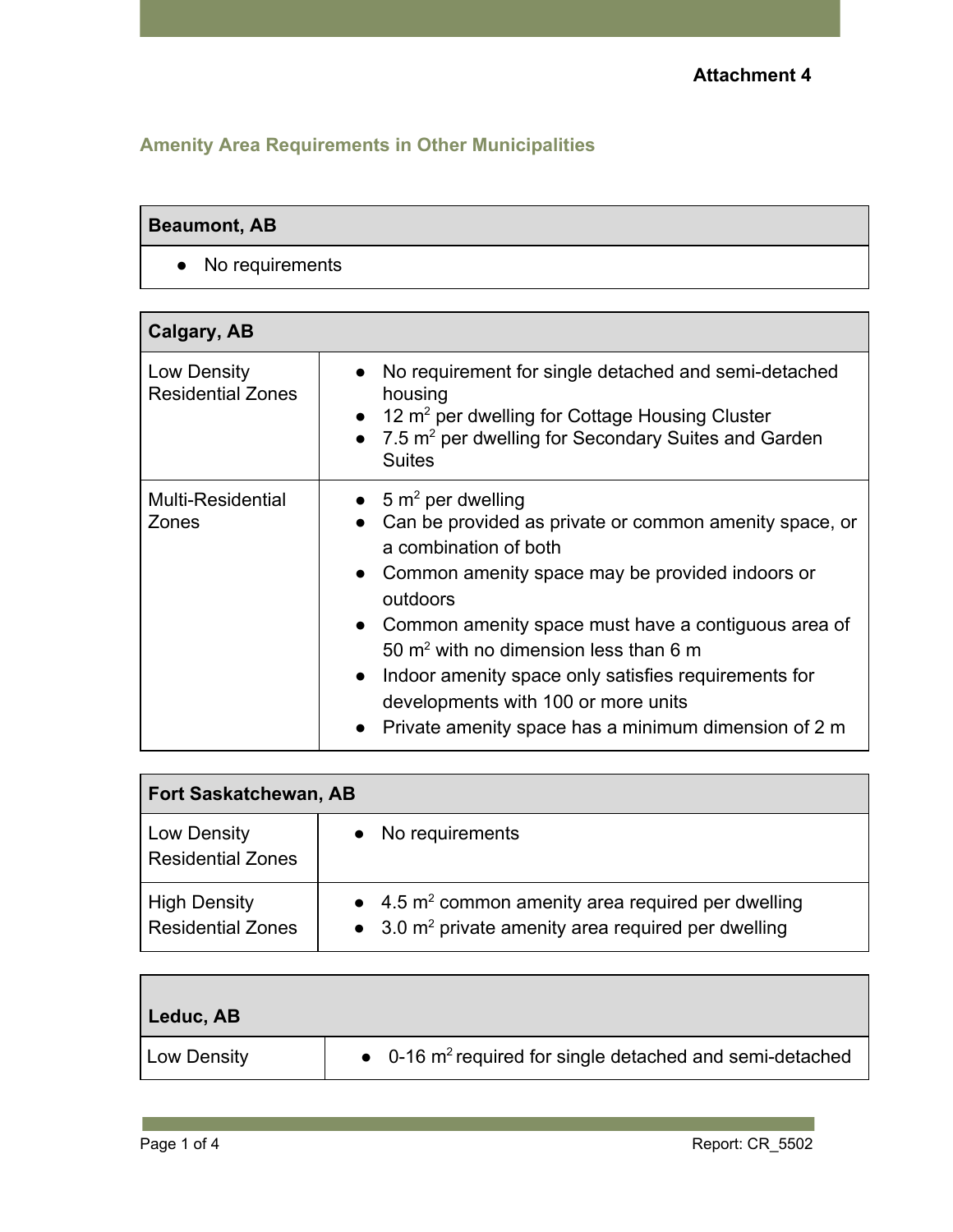**Attachment 4**

## Amenity Area Requirements in Other Municipalities

| Beaumont, AB |
| --- |
| ● No requirements |

| Calgary, AB | |
| --- | --- |
| Low Density Residential Zones | ● No requirement for single detached and semi-detached housing<br>● 12 $m^2$ per dwelling for Cottage Housing Cluster<br>● 7.5 $m^2$ per dwelling for Secondary Suites and Garden Suites |
| Multi-Residential Zones | ● 5 $m^2$ per dwelling<br>● Can be provided as private or common amenity space, or a combination of both<br>● Common amenity space may be provided indoors or outdoors<br>● Common amenity space must have a contiguous area of 50 $m^2$ with no dimension less than 6 m<br>● Indoor amenity space only satisfies requirements for developments with 100 or more units<br>● Private amenity space has a minimum dimension of 2 m |

| Fort Saskatchewan, AB | |
| --- | --- |
| Low Density Residential Zones | ● No requirements |
| High Density Residential Zones | ● 4.5 $m^2$ common amenity area required per dwelling<br>● 3.0 $m^2$ private amenity area required per dwelling |

| Leduc, AB | |
| --- | --- |
| Low Density | ● 0-16 $m^2$ required for single detached and semi-detached |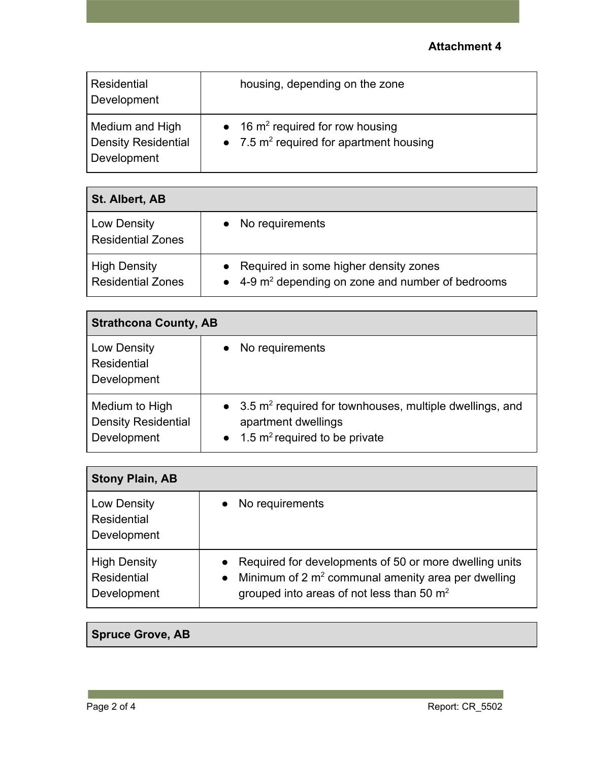**Attachment 4**

| | |
|---|---|
| Residential Development | housing, depending on the zone |
| Medium and High Density Residential Development | • 16 $m^2$ required for row housing<br>• 7.5 $m^2$ required for apartment housing |

| St. Albert, AB | |
|---|---|
| Low Density Residential Zones | • No requirements |
| High Density Residential Zones | • Required in some higher density zones<br>• 4-9 $m^2$ depending on zone and number of bedrooms |

| Strathcona County, AB | |
|---|---|
| Low Density Residential Development | • No requirements |
| Medium to High Density Residential Development | • 3.5 $m^2$ required for townhouses, multiple dwellings, and apartment dwellings<br>• 1.5 $m^2$ required to be private |

| Stony Plain, AB | |
|---|---|
| Low Density Residential Development | • No requirements |
| High Density Residential Development | • Required for developments of 50 or more dwelling units<br>• Minimum of 2 $m^2$ communal amenity area per dwelling grouped into areas of not less than 50 $m^2$ |

| Spruce Grove, AB |
|---|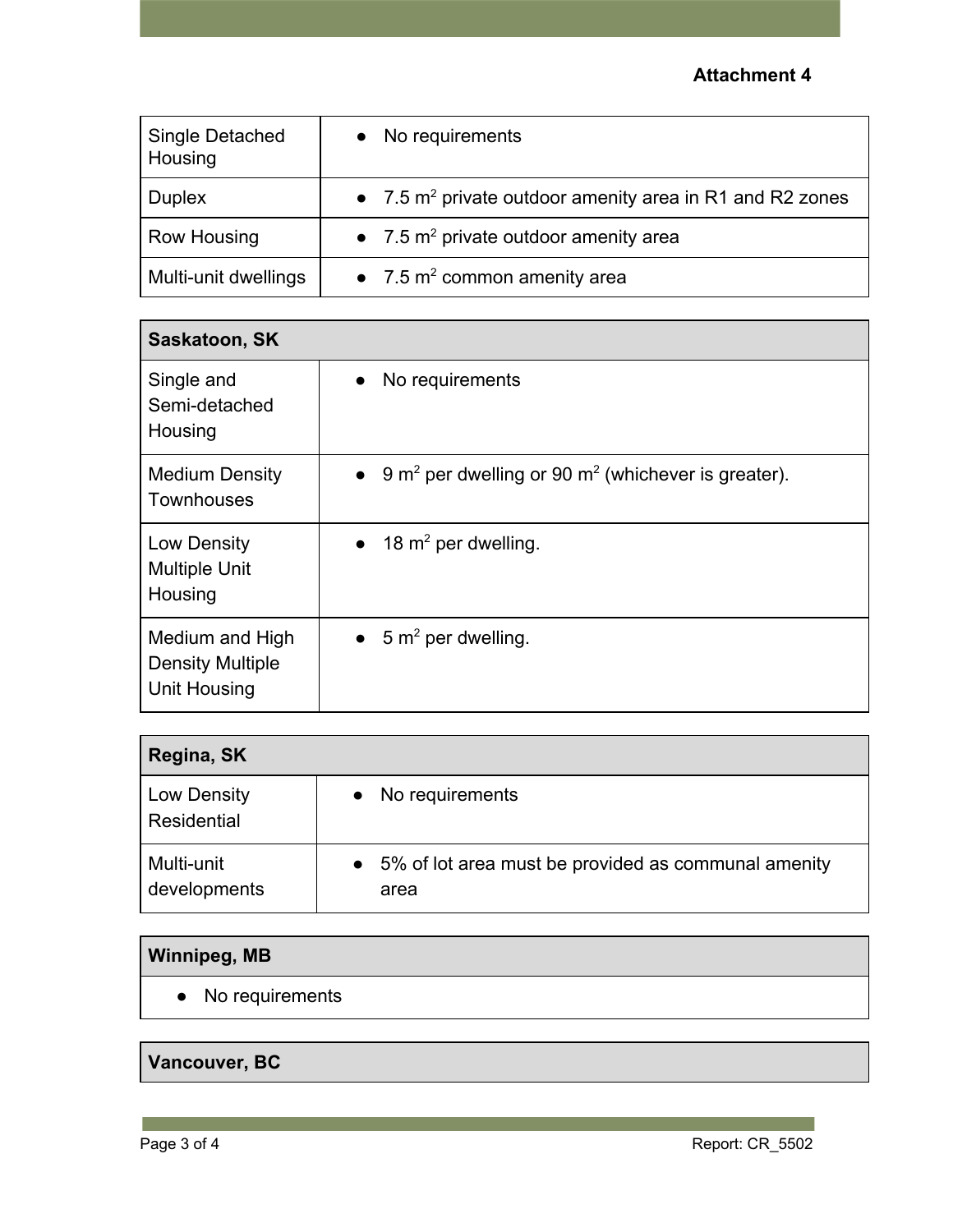**Attachment 4**

| | |
|---|---|
| Single Detached Housing | • No requirements |
| Duplex | • 7.5 $m^2$ private outdoor amenity area in R1 and R2 zones |
| Row Housing | • 7.5 $m^2$ private outdoor amenity area |
| Multi-unit dwellings | • 7.5 $m^2$ common amenity area |

| **Saskatoon, SK** | |
|---|---|
| Single and Semi-detached Housing | • No requirements |
| Medium Density Townhouses | • 9 $m^2$ per dwelling or 90 $m^2$ (whichever is greater). |
| Low Density Multiple Unit Housing | • 18 $m^2$ per dwelling. |
| Medium and High Density Multiple Unit Housing | • 5 $m^2$ per dwelling. |

| **Regina, SK** | |
|---|---|
| Low Density Residential | • No requirements |
| Multi-unit developments | • 5% of lot area must be provided as communal amenity area |

| **Winnipeg, MB** |
|---|
| • No requirements |

| **Vancouver, BC** |
|---|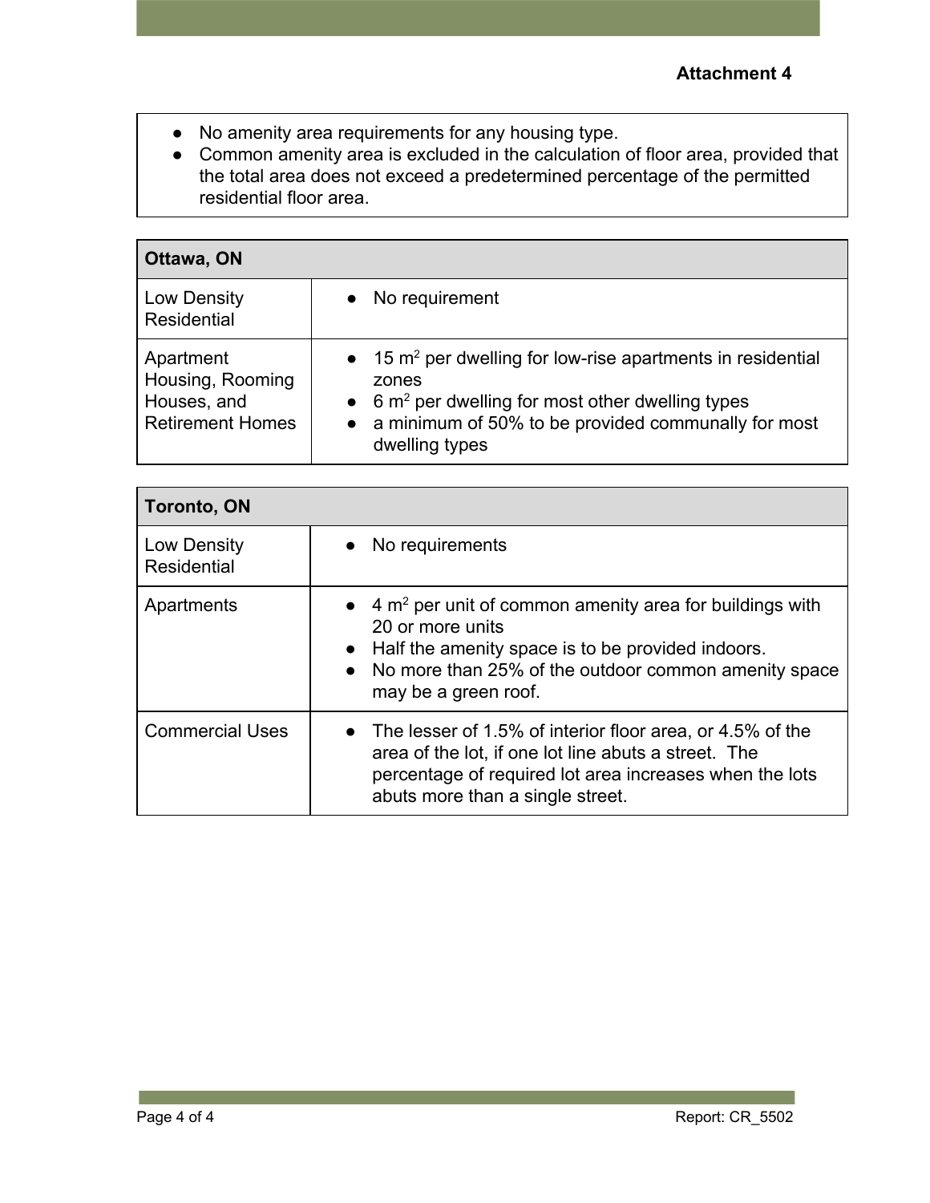**Attachment 4**

- No amenity area requirements for any housing type.
- Common amenity area is excluded in the calculation of floor area, provided that the total area does not exceed a predetermined percentage of the permitted residential floor area.

| **Ottawa, ON** | |
|---|---|
| Low Density Residential | • No requirement |
| Apartment Housing, Rooming Houses, and Retirement Homes | • 15 $m^2$ per dwelling for low-rise apartments in residential zones<br>• 6 $m^2$ per dwelling for most other dwelling types<br>• a minimum of 50% to be provided communally for most dwelling types |

| **Toronto, ON** | |
|---|---|
| Low Density Residential | • No requirements |
| Apartments | • 4 $m^2$ per unit of common amenity area for buildings with 20 or more units<br>• Half the amenity space is to be provided indoors.<br>• No more than 25% of the outdoor common amenity space may be a green roof. |
| Commercial Uses | • The lesser of 1.5% of interior floor area, or 4.5% of the area of the lot, if one lot line abuts a street. The percentage of required lot area increases when the lots abuts more than a single street. |